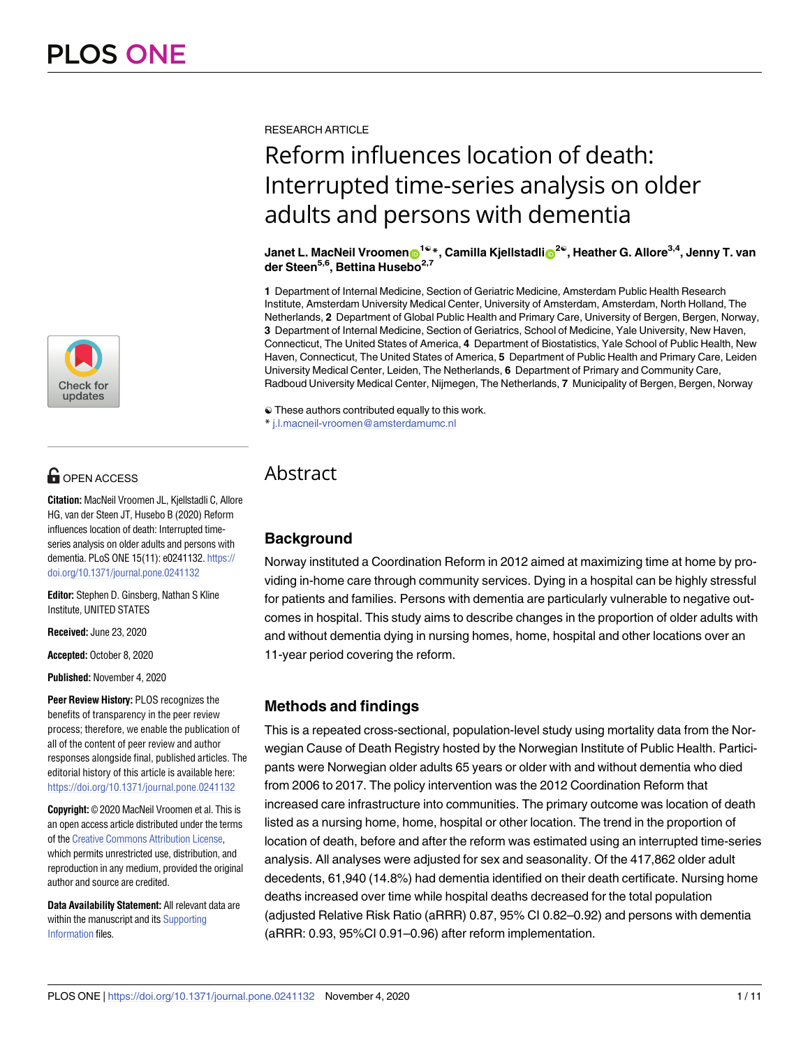RESEARCH ARTICLE

# Reform influences location of death: Interrupted time-series analysis on older adults and persons with dementia

**Janet L. MacNeil Vroomen[1☯]*, Camilla Kjellstadli[2☯], Heather G. Allore[3,4], Jenny T. van der Steen[5,6], Bettina Husebo[2,7]**

**1** Department of Internal Medicine, Section of Geriatric Medicine, Amsterdam Public Health Research Institute, Amsterdam University Medical Center, University of Amsterdam, Amsterdam, North Holland, The Netherlands, **2** Department of Global Public Health and Primary Care, University of Bergen, Bergen, Norway, **3** Department of Internal Medicine, Section of Geriatrics, School of Medicine, Yale University, New Haven, Connecticut, The United States of America, **4** Department of Biostatistics, Yale School of Public Health, New Haven, Connecticut, The United States of America, **5** Department of Public Health and Primary Care, Leiden University Medical Center, Leiden, The Netherlands, **6** Department of Primary and Community Care, Radboud University Medical Center, Nijmegen, The Netherlands, **7** Municipality of Bergen, Bergen, Norway

☯ These authors contributed equally to this work.
* j.l.macneil-vroomen@amsterdamumc.nl

OPEN ACCESS

**Citation:** MacNeil Vroomen JL, Kjellstadli C, Allore HG, van der Steen JT, Husebo B (2020) Reform influences location of death: Interrupted time-series analysis on older adults and persons with dementia. PLoS ONE 15(11): e0241132. https://doi.org/10.1371/journal.pone.0241132

**Editor:** Stephen D. Ginsberg, Nathan S Kline Institute, UNITED STATES

**Received:** June 23, 2020

**Accepted:** October 8, 2020

**Published:** November 4, 2020

**Peer Review History:** PLOS recognizes the benefits of transparency in the peer review process; therefore, we enable the publication of all of the content of peer review and author responses alongside final, published articles. The editorial history of this article is available here: https://doi.org/10.1371/journal.pone.0241132

**Copyright:** © 2020 MacNeil Vroomen et al. This is an open access article distributed under the terms of the Creative Commons Attribution License, which permits unrestricted use, distribution, and reproduction in any medium, provided the original author and source are credited.

**Data Availability Statement:** All relevant data are within the manuscript and its Supporting Information files.

# Abstract

## Background

Norway instituted a Coordination Reform in 2012 aimed at maximizing time at home by providing in-home care through community services. Dying in a hospital can be highly stressful for patients and families. Persons with dementia are particularly vulnerable to negative outcomes in hospital. This study aims to describe changes in the proportion of older adults with and without dementia dying in nursing homes, home, hospital and other locations over an 11-year period covering the reform.

## Methods and findings

This is a repeated cross-sectional, population-level study using mortality data from the Norwegian Cause of Death Registry hosted by the Norwegian Institute of Public Health. Participants were Norwegian older adults 65 years or older with and without dementia who died from 2006 to 2017. The policy intervention was the 2012 Coordination Reform that increased care infrastructure into communities. The primary outcome was location of death listed as a nursing home, home, hospital or other location. The trend in the proportion of location of death, before and after the reform was estimated using an interrupted time-series analysis. All analyses were adjusted for sex and seasonality. Of the 417,862 older adult decedents, 61,940 (14.8%) had dementia identified on their death certificate. Nursing home deaths increased over time while hospital deaths decreased for the total population (adjusted Relative Risk Ratio (aRRR) 0.87, 95% CI 0.82–0.92) and persons with dementia (aRRR: 0.93, 95%CI 0.91–0.96) after reform implementation.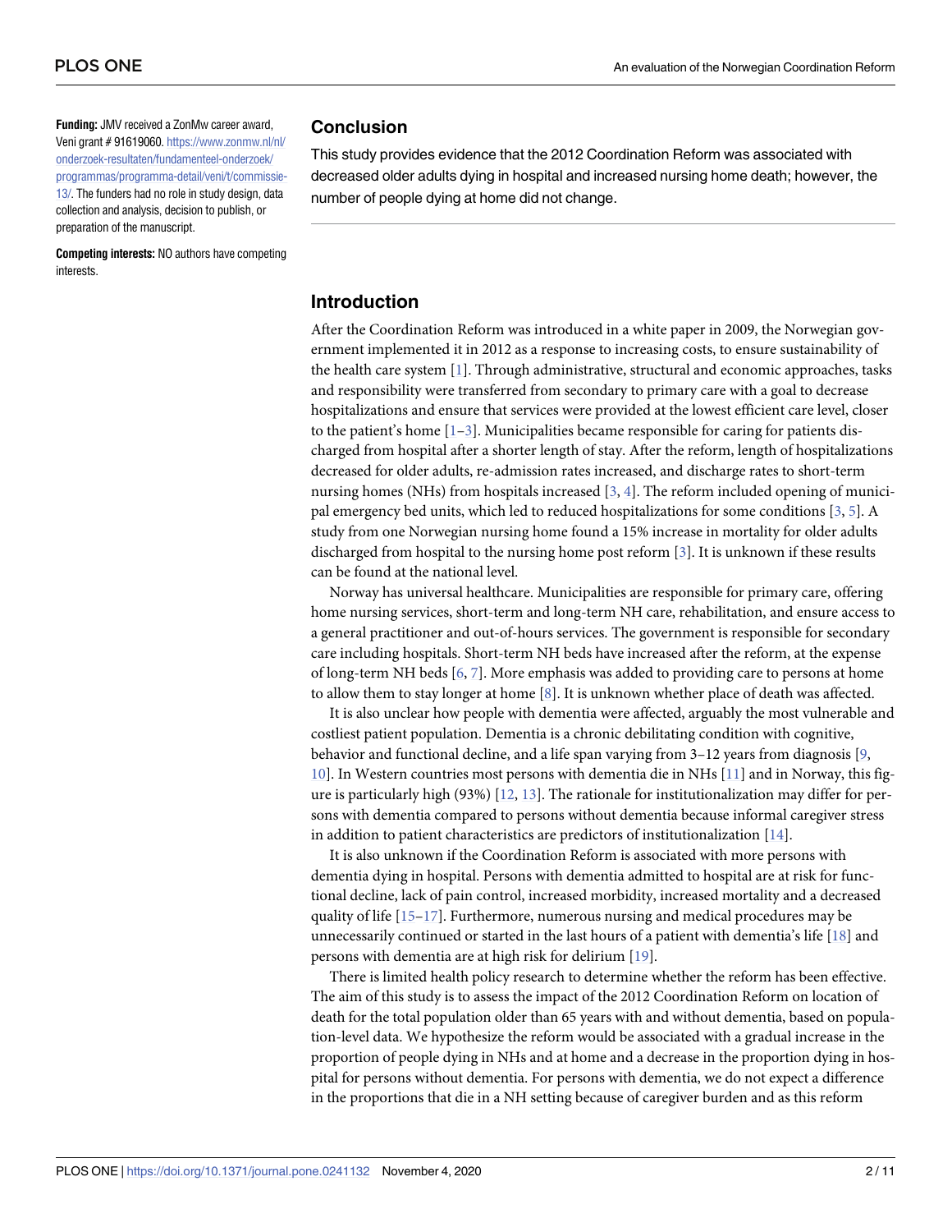**Funding:** JMV received a ZonMw career award, Veni grant # 91619060. https://www.zonmw.nl/nl/onderzoek-resultaten/fundamenteel-onderzoek/programmas/programma-detail/veni/t/commissie-13/. The funders had no role in study design, data collection and analysis, decision to publish, or preparation of the manuscript.

**Competing interests:** NO authors have competing interests.

## Conclusion

This study provides evidence that the 2012 Coordination Reform was associated with decreased older adults dying in hospital and increased nursing home death; however, the number of people dying at home did not change.

## Introduction

After the Coordination Reform was introduced in a white paper in 2009, the Norwegian government implemented it in 2012 as a response to increasing costs, to ensure sustainability of the health care system [1]. Through administrative, structural and economic approaches, tasks and responsibility were transferred from secondary to primary care with a goal to decrease hospitalizations and ensure that services were provided at the lowest efficient care level, closer to the patient's home [1–3]. Municipalities became responsible for caring for patients discharged from hospital after a shorter length of stay. After the reform, length of hospitalizations decreased for older adults, re-admission rates increased, and discharge rates to short-term nursing homes (NHs) from hospitals increased [3, 4]. The reform included opening of municipal emergency bed units, which led to reduced hospitalizations for some conditions [3, 5]. A study from one Norwegian nursing home found a 15% increase in mortality for older adults discharged from hospital to the nursing home post reform [3]. It is unknown if these results can be found at the national level.

Norway has universal healthcare. Municipalities are responsible for primary care, offering home nursing services, short-term and long-term NH care, rehabilitation, and ensure access to a general practitioner and out-of-hours services. The government is responsible for secondary care including hospitals. Short-term NH beds have increased after the reform, at the expense of long-term NH beds [6, 7]. More emphasis was added to providing care to persons at home to allow them to stay longer at home [8]. It is unknown whether place of death was affected.

It is also unclear how people with dementia were affected, arguably the most vulnerable and costliest patient population. Dementia is a chronic debilitating condition with cognitive, behavior and functional decline, and a life span varying from 3–12 years from diagnosis [9, 10]. In Western countries most persons with dementia die in NHs [11] and in Norway, this figure is particularly high (93%) [12, 13]. The rationale for institutionalization may differ for persons with dementia compared to persons without dementia because informal caregiver stress in addition to patient characteristics are predictors of institutionalization [14].

It is also unknown if the Coordination Reform is associated with more persons with dementia dying in hospital. Persons with dementia admitted to hospital are at risk for functional decline, lack of pain control, increased morbidity, increased mortality and a decreased quality of life [15–17]. Furthermore, numerous nursing and medical procedures may be unnecessarily continued or started in the last hours of a patient with dementia's life [18] and persons with dementia are at high risk for delirium [19].

There is limited health policy research to determine whether the reform has been effective. The aim of this study is to assess the impact of the 2012 Coordination Reform on location of death for the total population older than 65 years with and without dementia, based on population-level data. We hypothesize the reform would be associated with a gradual increase in the proportion of people dying in NHs and at home and a decrease in the proportion dying in hospital for persons without dementia. For persons with dementia, we do not expect a difference in the proportions that die in a NH setting because of caregiver burden and as this reform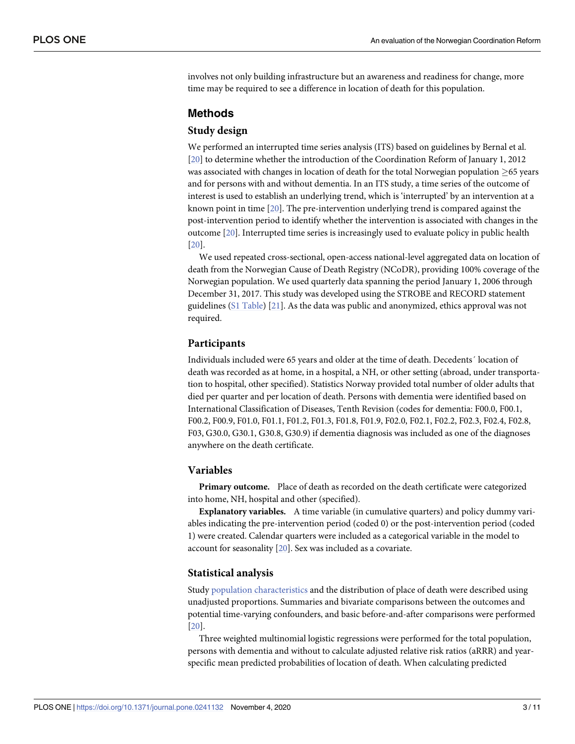involves not only building infrastructure but an awareness and readiness for change, more time may be required to see a difference in location of death for this population.

## Methods

### Study design

We performed an interrupted time series analysis (ITS) based on guidelines by Bernal et al. [20] to determine whether the introduction of the Coordination Reform of January 1, 2012 was associated with changes in location of death for the total Norwegian population $\geq$65 years and for persons with and without dementia. In an ITS study, a time series of the outcome of interest is used to establish an underlying trend, which is 'interrupted' by an intervention at a known point in time [20]. The pre-intervention underlying trend is compared against the post-intervention period to identify whether the intervention is associated with changes in the outcome [20]. Interrupted time series is increasingly used to evaluate policy in public health [20].

We used repeated cross-sectional, open-access national-level aggregated data on location of death from the Norwegian Cause of Death Registry (NCoDR), providing 100% coverage of the Norwegian population. We used quarterly data spanning the period January 1, 2006 through December 31, 2017. This study was developed using the STROBE and RECORD statement guidelines (S1 Table) [21]. As the data was public and anonymized, ethics approval was not required.

### Participants

Individuals included were 65 years and older at the time of death. Decedents´ location of death was recorded as at home, in a hospital, a NH, or other setting (abroad, under transportation to hospital, other specified). Statistics Norway provided total number of older adults that died per quarter and per location of death. Persons with dementia were identified based on International Classification of Diseases, Tenth Revision (codes for dementia: F00.0, F00.1, F00.2, F00.9, F01.0, F01.1, F01.2, F01.3, F01.8, F01.9, F02.0, F02.1, F02.2, F02.3, F02.4, F02.8, F03, G30.0, G30.1, G30.8, G30.9) if dementia diagnosis was included as one of the diagnoses anywhere on the death certificate.

### Variables

**Primary outcome.** Place of death as recorded on the death certificate were categorized into home, NH, hospital and other (specified).

**Explanatory variables.** A time variable (in cumulative quarters) and policy dummy variables indicating the pre-intervention period (coded 0) or the post-intervention period (coded 1) were created. Calendar quarters were included as a categorical variable in the model to account for seasonality [20]. Sex was included as a covariate.

### Statistical analysis

Study population characteristics and the distribution of place of death were described using unadjusted proportions. Summaries and bivariate comparisons between the outcomes and potential time-varying confounders, and basic before-and-after comparisons were performed [20].

Three weighted multinomial logistic regressions were performed for the total population, persons with dementia and without to calculate adjusted relative risk ratios (aRRR) and year-specific mean predicted probabilities of location of death. When calculating predicted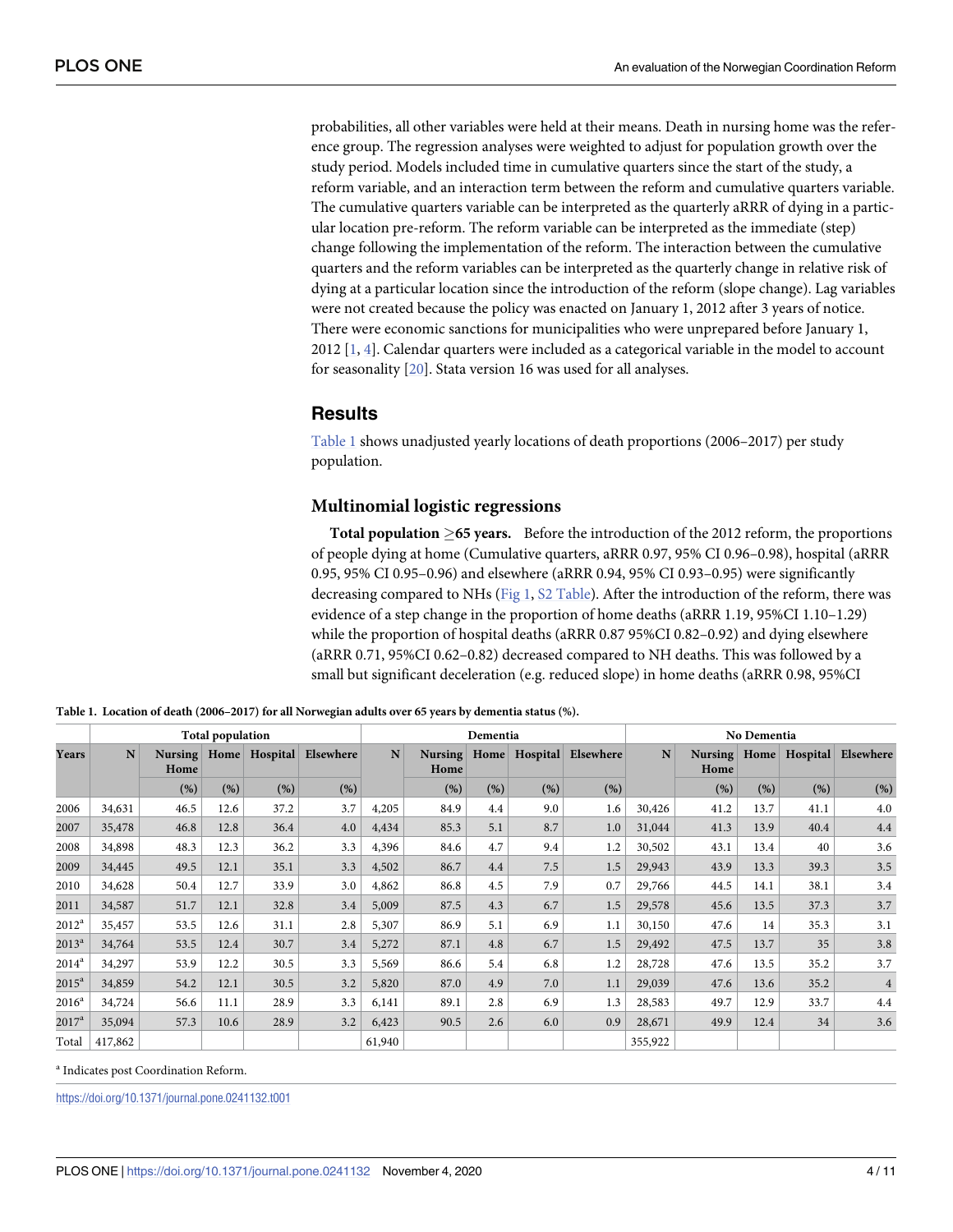probabilities, all other variables were held at their means. Death in nursing home was the reference group. The regression analyses were weighted to adjust for population growth over the study period. Models included time in cumulative quarters since the start of the study, a reform variable, and an interaction term between the reform and cumulative quarters variable. The cumulative quarters variable can be interpreted as the quarterly aRRR of dying in a particular location pre-reform. The reform variable can be interpreted as the immediate (step) change following the implementation of the reform. The interaction between the cumulative quarters and the reform variables can be interpreted as the quarterly change in relative risk of dying at a particular location since the introduction of the reform (slope change). Lag variables were not created because the policy was enacted on January 1, 2012 after 3 years of notice. There were economic sanctions for municipalities who were unprepared before January 1, 2012 [1, 4]. Calendar quarters were included as a categorical variable in the model to account for seasonality [20]. Stata version 16 was used for all analyses.

## Results

Table 1 shows unadjusted yearly locations of death proportions (2006–2017) per study population.

### Multinomial logistic regressions

**Total population ≥65 years.** Before the introduction of the 2012 reform, the proportions of people dying at home (Cumulative quarters, aRRR 0.97, 95% CI 0.96–0.98), hospital (aRRR 0.95, 95% CI 0.95–0.96) and elsewhere (aRRR 0.94, 95% CI 0.93–0.95) were significantly decreasing compared to NHs (Fig 1, S2 Table). After the introduction of the reform, there was evidence of a step change in the proportion of home deaths (aRRR 1.19, 95%CI 1.10–1.29) while the proportion of hospital deaths (aRRR 0.87 95%CI 0.82–0.92) and dying elsewhere (aRRR 0.71, 95%CI 0.62–0.82) decreased compared to NH deaths. This was followed by a small but significant deceleration (e.g. reduced slope) in home deaths (aRRR 0.98, 95%CI

**Table 1. Location of death (2006–2017) for all Norwegian adults over 65 years by dementia status (%).**

| | Total population | | | | | Dementia | | | | | No Dementia | | | | |
|---|---|---|---|---|---|---|---|---|---|---|---|---|---|---|---|
| Years | N | Nursing Home | Home | Hospital | Elsewhere | N | Nursing Home | Home | Hospital | Elsewhere | N | Nursing Home | Home | Hospital | Elsewhere |
| | | (%) | (%) | (%) | (%) | | (%) | (%) | (%) | (%) | | (%) | (%) | (%) | (%) |
| 2006 | 34,631 | 46.5 | 12.6 | 37.2 | 3.7 | 4,205 | 84.9 | 4.4 | 9.0 | 1.6 | 30,426 | 41.2 | 13.7 | 41.1 | 4.0 |
| 2007 | 35,478 | 46.8 | 12.8 | 36.4 | 4.0 | 4,434 | 85.3 | 5.1 | 8.7 | 1.0 | 31,044 | 41.3 | 13.9 | 40.4 | 4.4 |
| 2008 | 34,898 | 48.3 | 12.3 | 36.2 | 3.3 | 4,396 | 84.6 | 4.7 | 9.4 | 1.2 | 30,502 | 43.1 | 13.4 | 40 | 3.6 |
| 2009 | 34,445 | 49.5 | 12.1 | 35.1 | 3.3 | 4,502 | 86.7 | 4.4 | 7.5 | 1.5 | 29,943 | 43.9 | 13.3 | 39.3 | 3.5 |
| 2010 | 34,628 | 50.4 | 12.7 | 33.9 | 3.0 | 4,862 | 86.8 | 4.5 | 7.9 | 0.7 | 29,766 | 44.5 | 14.1 | 38.1 | 3.4 |
| 2011 | 34,587 | 51.7 | 12.1 | 32.8 | 3.4 | 5,009 | 87.5 | 4.3 | 6.7 | 1.5 | 29,578 | 45.6 | 13.5 | 37.3 | 3.7 |
| 2012[a] | 35,457 | 53.5 | 12.6 | 31.1 | 2.8 | 5,307 | 86.9 | 5.1 | 6.9 | 1.1 | 30,150 | 47.6 | 14 | 35.3 | 3.1 |
| 2013[a] | 34,764 | 53.5 | 12.4 | 30.7 | 3.4 | 5,272 | 87.1 | 4.8 | 6.7 | 1.5 | 29,492 | 47.5 | 13.7 | 35 | 3.8 |
| 2014[a] | 34,297 | 53.9 | 12.2 | 30.5 | 3.3 | 5,569 | 86.6 | 5.4 | 6.8 | 1.2 | 28,728 | 47.6 | 13.5 | 35.2 | 3.7 |
| 2015[a] | 34,859 | 54.2 | 12.1 | 30.5 | 3.2 | 5,820 | 87.0 | 4.9 | 7.0 | 1.1 | 29,039 | 47.6 | 13.6 | 35.2 | 4 |
| 2016[a] | 34,724 | 56.6 | 11.1 | 28.9 | 3.3 | 6,141 | 89.1 | 2.8 | 6.9 | 1.3 | 28,583 | 49.7 | 12.9 | 33.7 | 4.4 |
| 2017[a] | 35,094 | 57.3 | 10.6 | 28.9 | 3.2 | 6,423 | 90.5 | 2.6 | 6.0 | 0.9 | 28,671 | 49.9 | 12.4 | 34 | 3.6 |
| Total | 417,862 | | | | | 61,940 | | | | | 355,922 | | | | |

[a] Indicates post Coordination Reform.

https://doi.org/10.1371/journal.pone.0241132.t001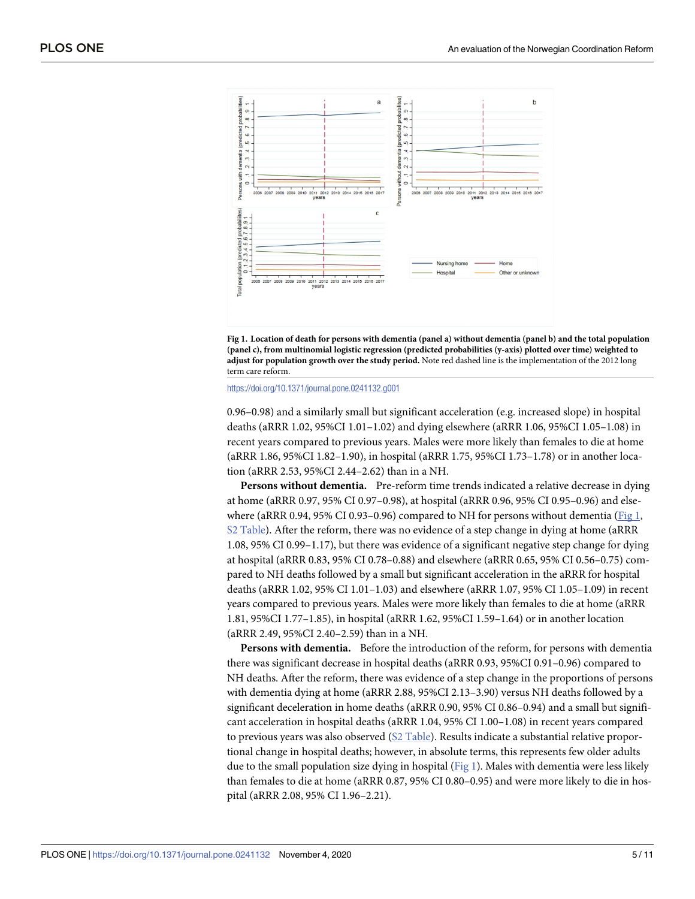a

Persons with dementia (predicted probabilities)

0 .1 .2 .3 .4 .5 .6 .7 .8 .9 1

2006 2007 2008 2009 2010 2011 2012 2013 2014 2015 2016 2017

years

b

Persons without dementia (predicted probabilities)

0 .1 .2 .3 .4 .5 .6 .7 .8 .9 1

2006 2007 2008 2009 2010 2011 2012 2013 2014 2015 2016 2017

years

c

Total population (predicted probabilities)

0 .1 .2 .3 .4 .5 .6 .7 .8 .9 1

2006 2007 2008 2009 2010 2011 2012 2013 2014 2015 2016 2017

years

Nursing home

Home

Hospital

Other or unknown

**Fig 1. Location of death for persons with dementia (panel a) without dementia (panel b) and the total population (panel c), from multinomial logistic regression (predicted probabilities (y-axis) plotted over time) weighted to adjust for population growth over the study period.** Note red dashed line is the implementation of the 2012 long term care reform.

https://doi.org/10.1371/journal.pone.0241132.g001

0.96–0.98) and a similarly small but significant acceleration (e.g. increased slope) in hospital deaths (aRRR 1.02, 95%CI 1.01–1.02) and dying elsewhere (aRRR 1.06, 95%CI 1.05–1.08) in recent years compared to previous years. Males were more likely than females to die at home (aRRR 1.86, 95%CI 1.82–1.90), in hospital (aRRR 1.75, 95%CI 1.73–1.78) or in another location (aRRR 2.53, 95%CI 2.44–2.62) than in a NH.

**Persons without dementia.** Pre-reform time trends indicated a relative decrease in dying at home (aRRR 0.97, 95% CI 0.97–0.98), at hospital (aRRR 0.96, 95% CI 0.95–0.96) and elsewhere (aRRR 0.94, 95% CI 0.93–0.96) compared to NH for persons without dementia (Fig 1, S2 Table). After the reform, there was no evidence of a step change in dying at home (aRRR 1.08, 95% CI 0.99–1.17), but there was evidence of a significant negative step change for dying at hospital (aRRR 0.83, 95% CI 0.78–0.88) and elsewhere (aRRR 0.65, 95% CI 0.56–0.75) compared to NH deaths followed by a small but significant acceleration in the aRRR for hospital deaths (aRRR 1.02, 95% CI 1.01–1.03) and elsewhere (aRRR 1.07, 95% CI 1.05–1.09) in recent years compared to previous years. Males were more likely than females to die at home (aRRR 1.81, 95%CI 1.77–1.85), in hospital (aRRR 1.62, 95%CI 1.59–1.64) or in another location (aRRR 2.49, 95%CI 2.40–2.59) than in a NH.

**Persons with dementia.** Before the introduction of the reform, for persons with dementia there was significant decrease in hospital deaths (aRRR 0.93, 95%CI 0.91–0.96) compared to NH deaths. After the reform, there was evidence of a step change in the proportions of persons with dementia dying at home (aRRR 2.88, 95%CI 2.13–3.90) versus NH deaths followed by a significant deceleration in home deaths (aRRR 0.90, 95% CI 0.86–0.94) and a small but significant acceleration in hospital deaths (aRRR 1.04, 95% CI 1.00–1.08) in recent years compared to previous years was also observed (S2 Table). Results indicate a substantial relative proportional change in hospital deaths; however, in absolute terms, this represents few older adults due to the small population size dying in hospital (Fig 1). Males with dementia were less likely than females to die at home (aRRR 0.87, 95% CI 0.80–0.95) and were more likely to die in hospital (aRRR 2.08, 95% CI 1.96–2.21).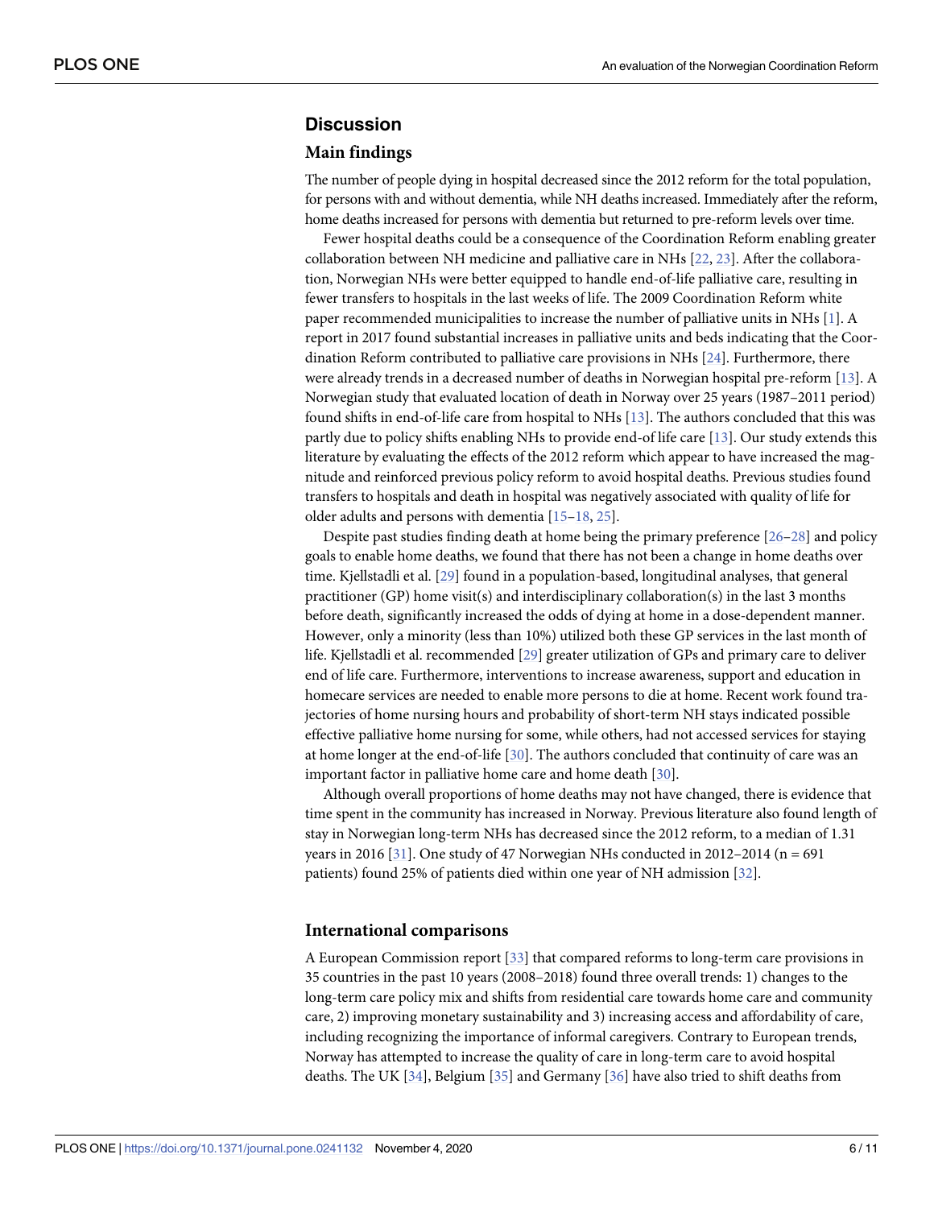## Discussion

### Main findings

The number of people dying in hospital decreased since the 2012 reform for the total population, for persons with and without dementia, while NH deaths increased. Immediately after the reform, home deaths increased for persons with dementia but returned to pre-reform levels over time.

Fewer hospital deaths could be a consequence of the Coordination Reform enabling greater collaboration between NH medicine and palliative care in NHs [22, 23]. After the collaboration, Norwegian NHs were better equipped to handle end-of-life palliative care, resulting in fewer transfers to hospitals in the last weeks of life. The 2009 Coordination Reform white paper recommended municipalities to increase the number of palliative units in NHs [1]. A report in 2017 found substantial increases in palliative units and beds indicating that the Coordination Reform contributed to palliative care provisions in NHs [24]. Furthermore, there were already trends in a decreased number of deaths in Norwegian hospital pre-reform [13]. A Norwegian study that evaluated location of death in Norway over 25 years (1987–2011 period) found shifts in end-of-life care from hospital to NHs [13]. The authors concluded that this was partly due to policy shifts enabling NHs to provide end-of life care [13]. Our study extends this literature by evaluating the effects of the 2012 reform which appear to have increased the magnitude and reinforced previous policy reform to avoid hospital deaths. Previous studies found transfers to hospitals and death in hospital was negatively associated with quality of life for older adults and persons with dementia [15–18, 25].

Despite past studies finding death at home being the primary preference [26–28] and policy goals to enable home deaths, we found that there has not been a change in home deaths over time. Kjellstadli et al. [29] found in a population-based, longitudinal analyses, that general practitioner (GP) home visit(s) and interdisciplinary collaboration(s) in the last 3 months before death, significantly increased the odds of dying at home in a dose-dependent manner. However, only a minority (less than 10%) utilized both these GP services in the last month of life. Kjellstadli et al. recommended [29] greater utilization of GPs and primary care to deliver end of life care. Furthermore, interventions to increase awareness, support and education in homecare services are needed to enable more persons to die at home. Recent work found trajectories of home nursing hours and probability of short-term NH stays indicated possible effective palliative home nursing for some, while others, had not accessed services for staying at home longer at the end-of-life [30]. The authors concluded that continuity of care was an important factor in palliative home care and home death [30].

Although overall proportions of home deaths may not have changed, there is evidence that time spent in the community has increased in Norway. Previous literature also found length of stay in Norwegian long-term NHs has decreased since the 2012 reform, to a median of 1.31 years in 2016 [31]. One study of 47 Norwegian NHs conducted in 2012–2014 (n = 691 patients) found 25% of patients died within one year of NH admission [32].

### International comparisons

A European Commission report [33] that compared reforms to long-term care provisions in 35 countries in the past 10 years (2008–2018) found three overall trends: 1) changes to the long-term care policy mix and shifts from residential care towards home care and community care, 2) improving monetary sustainability and 3) increasing access and affordability of care, including recognizing the importance of informal caregivers. Contrary to European trends, Norway has attempted to increase the quality of care in long-term care to avoid hospital deaths. The UK [34], Belgium [35] and Germany [36] have also tried to shift deaths from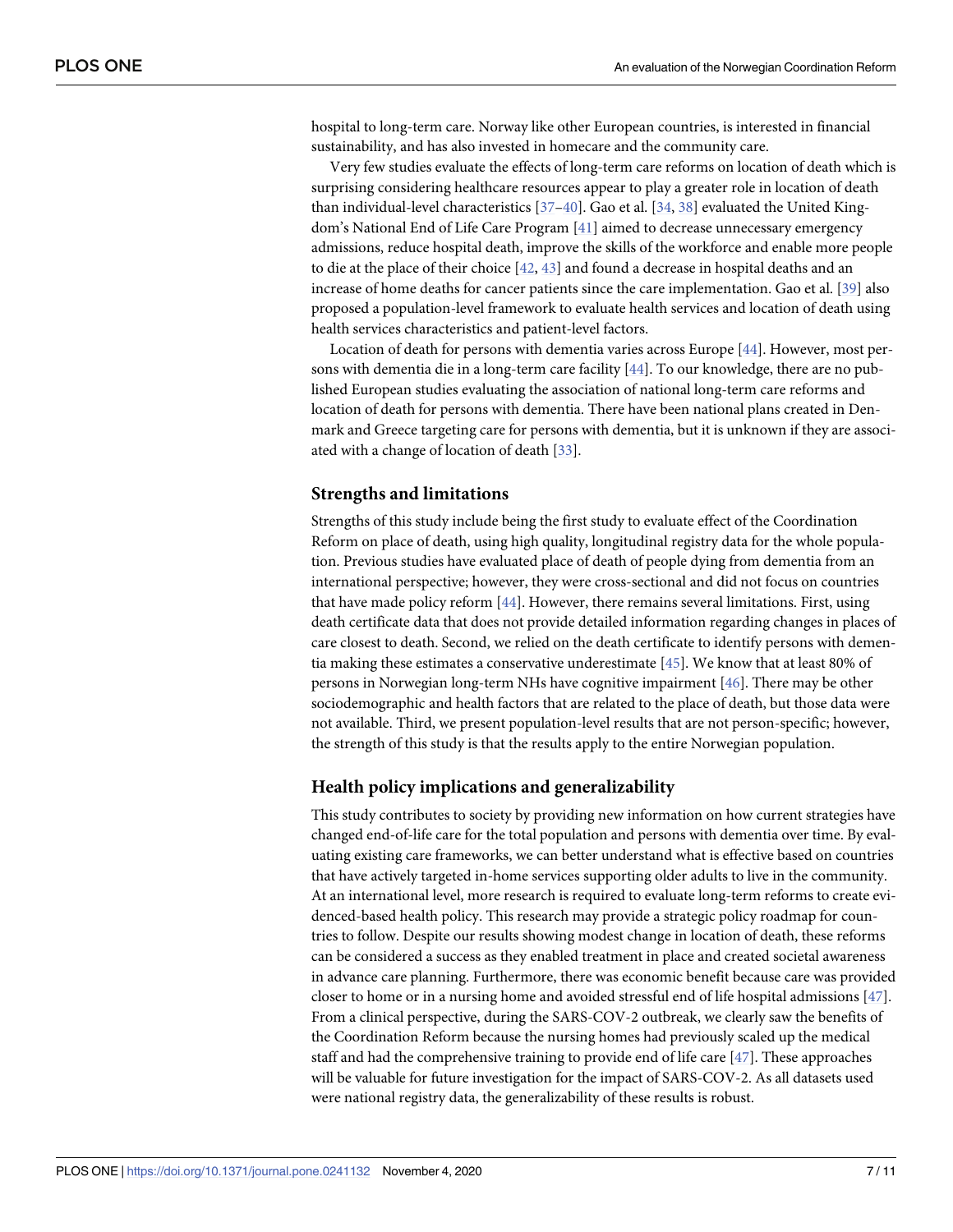hospital to long-term care. Norway like other European countries, is interested in financial sustainability, and has also invested in homecare and the community care.

Very few studies evaluate the effects of long-term care reforms on location of death which is surprising considering healthcare resources appear to play a greater role in location of death than individual-level characteristics [37–40]. Gao et al. [34, 38] evaluated the United Kingdom's National End of Life Care Program [41] aimed to decrease unnecessary emergency admissions, reduce hospital death, improve the skills of the workforce and enable more people to die at the place of their choice [42, 43] and found a decrease in hospital deaths and an increase of home deaths for cancer patients since the care implementation. Gao et al. [39] also proposed a population-level framework to evaluate health services and location of death using health services characteristics and patient-level factors.

Location of death for persons with dementia varies across Europe [44]. However, most persons with dementia die in a long-term care facility [44]. To our knowledge, there are no published European studies evaluating the association of national long-term care reforms and location of death for persons with dementia. There have been national plans created in Denmark and Greece targeting care for persons with dementia, but it is unknown if they are associated with a change of location of death [33].

## Strengths and limitations

Strengths of this study include being the first study to evaluate effect of the Coordination Reform on place of death, using high quality, longitudinal registry data for the whole population. Previous studies have evaluated place of death of people dying from dementia from an international perspective; however, they were cross-sectional and did not focus on countries that have made policy reform [44]. However, there remains several limitations. First, using death certificate data that does not provide detailed information regarding changes in places of care closest to death. Second, we relied on the death certificate to identify persons with dementia making these estimates a conservative underestimate [45]. We know that at least 80% of persons in Norwegian long-term NHs have cognitive impairment [46]. There may be other sociodemographic and health factors that are related to the place of death, but those data were not available. Third, we present population-level results that are not person-specific; however, the strength of this study is that the results apply to the entire Norwegian population.

## Health policy implications and generalizability

This study contributes to society by providing new information on how current strategies have changed end-of-life care for the total population and persons with dementia over time. By evaluating existing care frameworks, we can better understand what is effective based on countries that have actively targeted in-home services supporting older adults to live in the community. At an international level, more research is required to evaluate long-term reforms to create evidenced-based health policy. This research may provide a strategic policy roadmap for countries to follow. Despite our results showing modest change in location of death, these reforms can be considered a success as they enabled treatment in place and created societal awareness in advance care planning. Furthermore, there was economic benefit because care was provided closer to home or in a nursing home and avoided stressful end of life hospital admissions [47]. From a clinical perspective, during the SARS-COV-2 outbreak, we clearly saw the benefits of the Coordination Reform because the nursing homes had previously scaled up the medical staff and had the comprehensive training to provide end of life care [47]. These approaches will be valuable for future investigation for the impact of SARS-COV-2. As all datasets used were national registry data, the generalizability of these results is robust.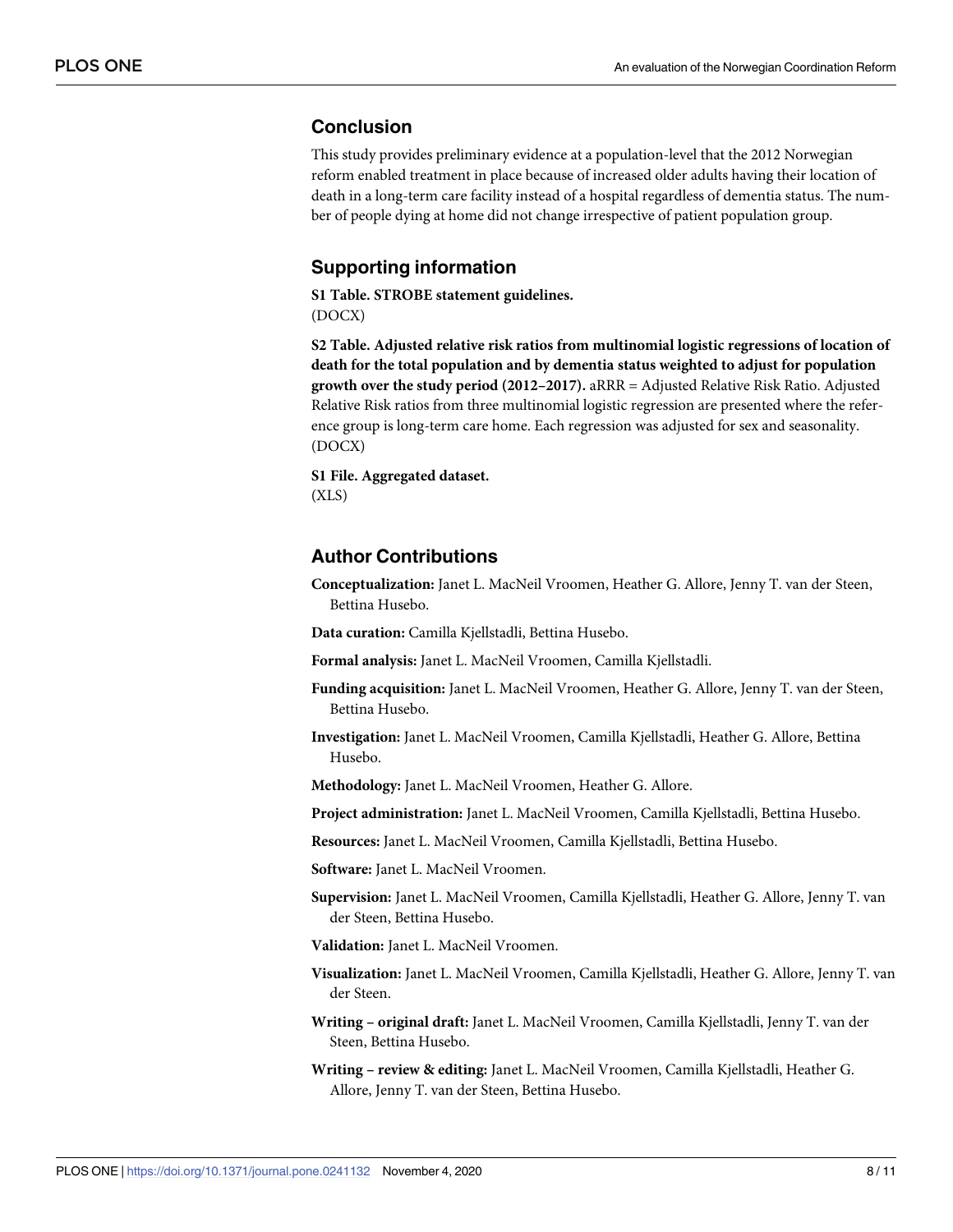## Conclusion

This study provides preliminary evidence at a population-level that the 2012 Norwegian reform enabled treatment in place because of increased older adults having their location of death in a long-term care facility instead of a hospital regardless of dementia status. The number of people dying at home did not change irrespective of patient population group.

## Supporting information

**S1 Table. STROBE statement guidelines.**
(DOCX)

**S2 Table. Adjusted relative risk ratios from multinomial logistic regressions of location of death for the total population and by dementia status weighted to adjust for population growth over the study period (2012–2017).** aRRR = Adjusted Relative Risk Ratio. Adjusted Relative Risk ratios from three multinomial logistic regression are presented where the reference group is long-term care home. Each regression was adjusted for sex and seasonality.
(DOCX)

**S1 File. Aggregated dataset.**
(XLS)

## Author Contributions

**Conceptualization:** Janet L. MacNeil Vroomen, Heather G. Allore, Jenny T. van der Steen, Bettina Husebo.

**Data curation:** Camilla Kjellstadli, Bettina Husebo.

**Formal analysis:** Janet L. MacNeil Vroomen, Camilla Kjellstadli.

**Funding acquisition:** Janet L. MacNeil Vroomen, Heather G. Allore, Jenny T. van der Steen, Bettina Husebo.

**Investigation:** Janet L. MacNeil Vroomen, Camilla Kjellstadli, Heather G. Allore, Bettina Husebo.

**Methodology:** Janet L. MacNeil Vroomen, Heather G. Allore.

**Project administration:** Janet L. MacNeil Vroomen, Camilla Kjellstadli, Bettina Husebo.

**Resources:** Janet L. MacNeil Vroomen, Camilla Kjellstadli, Bettina Husebo.

**Software:** Janet L. MacNeil Vroomen.

**Supervision:** Janet L. MacNeil Vroomen, Camilla Kjellstadli, Heather G. Allore, Jenny T. van der Steen, Bettina Husebo.

**Validation:** Janet L. MacNeil Vroomen.

**Visualization:** Janet L. MacNeil Vroomen, Camilla Kjellstadli, Heather G. Allore, Jenny T. van der Steen.

**Writing – original draft:** Janet L. MacNeil Vroomen, Camilla Kjellstadli, Jenny T. van der Steen, Bettina Husebo.

**Writing – review & editing:** Janet L. MacNeil Vroomen, Camilla Kjellstadli, Heather G. Allore, Jenny T. van der Steen, Bettina Husebo.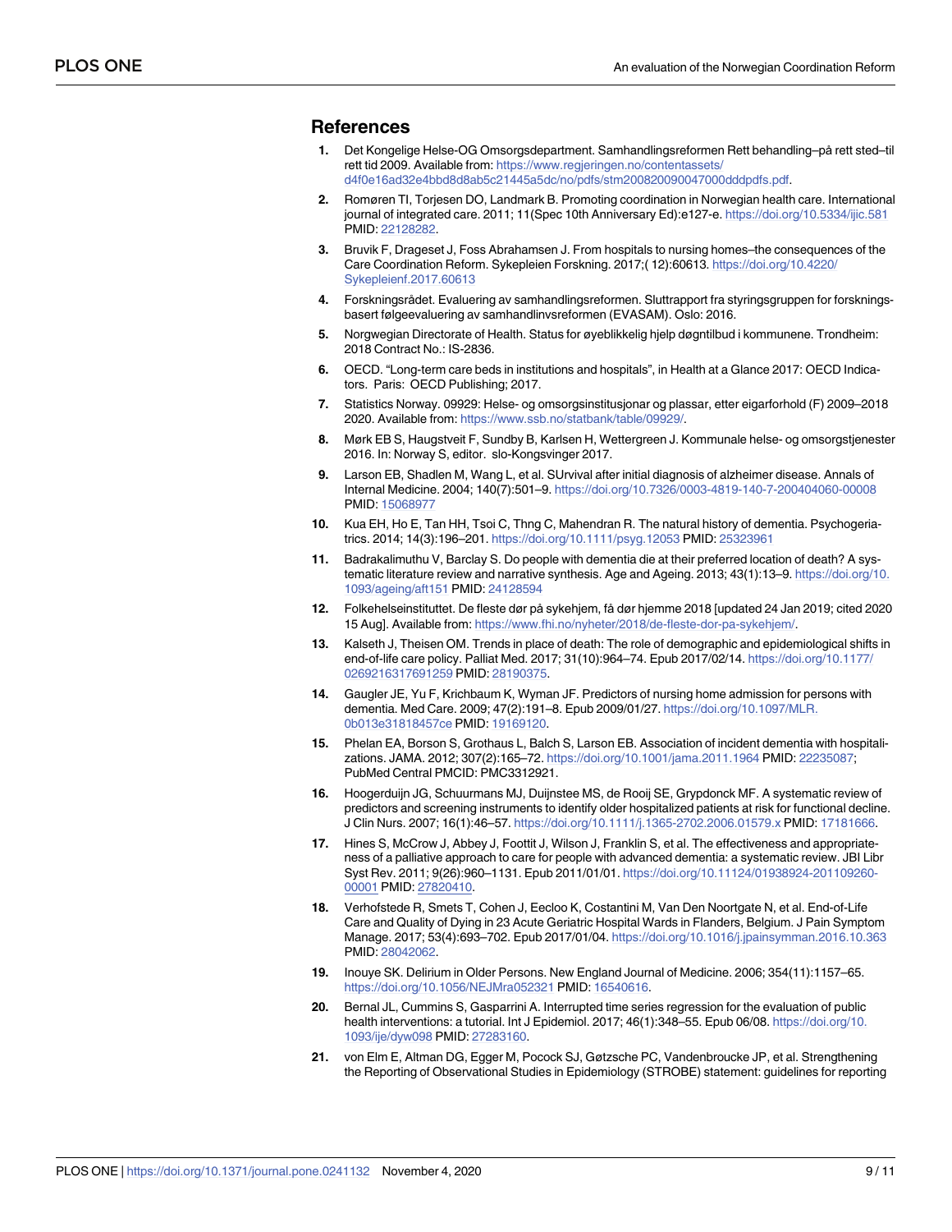## References

1. Det Kongelige Helse-OG Omsorgsdepartment. Samhandlingsreformen Rett behandling–på rett sted–til rett tid 2009. Available from: https://www.regjeringen.no/contentassets/d4f0e16ad32e4bbd8d8ab5c21445a5dc/no/pdfs/stm200820090047000dddpdfs.pdf.
2. Romøren TI, Torjesen DO, Landmark B. Promoting coordination in Norwegian health care. International journal of integrated care. 2011; 11(Spec 10th Anniversary Ed):e127-e. https://doi.org/10.5334/ijic.581 PMID: 22128282.
3. Bruvik F, Drageset J, Foss Abrahamsen J. From hospitals to nursing homes–the consequences of the Care Coordination Reform. Sykepleien Forskning. 2017;( 12):60613. https://doi.org/10.4220/Sykepleienf.2017.60613
4. Forskningsrådet. Evaluering av samhandlingsreformen. Sluttrapport fra styringsgruppen for forskningsbasert følgeevaluering av samhandlinvsreformen (EVASAM). Oslo: 2016.
5. Norgwegian Directorate of Health. Status for øyeblikkelig hjelp døgntilbud i kommunene. Trondheim: 2018 Contract No.: IS-2836.
6. OECD. "Long-term care beds in institutions and hospitals", in Health at a Glance 2017: OECD Indicators. Paris: OECD Publishing; 2017.
7. Statistics Norway. 09929: Helse- og omsorgsinstitusjonar og plassar, etter eigarforhold (F) 2009–2018 2020. Available from: https://www.ssb.no/statbank/table/09929/.
8. Mørk EB S, Haugstveit F, Sundby B, Karlsen H, Wettergreen J. Kommunale helse- og omsorgstjenester 2016. In: Norway S, editor. slo-Kongsvinger 2017.
9. Larson EB, Shadlen M, Wang L, et al. SUrvival after initial diagnosis of alzheimer disease. Annals of Internal Medicine. 2004; 140(7):501–9. https://doi.org/10.7326/0003-4819-140-7-200404060-00008 PMID: 15068977
10. Kua EH, Ho E, Tan HH, Tsoi C, Thng C, Mahendran R. The natural history of dementia. Psychogeriatrics. 2014; 14(3):196–201. https://doi.org/10.1111/psyg.12053 PMID: 25323961
11. Badrakalimuthu V, Barclay S. Do people with dementia die at their preferred location of death? A systematic literature review and narrative synthesis. Age and Ageing. 2013; 43(1):13–9. https://doi.org/10.1093/ageing/aft151 PMID: 24128594
12. Folkehelseinstituttet. De fleste dør på sykehjem, få dør hjemme 2018 [updated 24 Jan 2019; cited 2020 15 Aug]. Available from: https://www.fhi.no/nyheter/2018/de-fleste-dor-pa-sykehjem/.
13. Kalseth J, Theisen OM. Trends in place of death: The role of demographic and epidemiological shifts in end-of-life care policy. Palliat Med. 2017; 31(10):964–74. Epub 2017/02/14. https://doi.org/10.1177/0269216317691259 PMID: 28190375.
14. Gaugler JE, Yu F, Krichbaum K, Wyman JF. Predictors of nursing home admission for persons with dementia. Med Care. 2009; 47(2):191–8. Epub 2009/01/27. https://doi.org/10.1097/MLR.0b013e31818457ce PMID: 19169120.
15. Phelan EA, Borson S, Grothaus L, Balch S, Larson EB. Association of incident dementia with hospitalizations. JAMA. 2012; 307(2):165–72. https://doi.org/10.1001/jama.2011.1964 PMID: 22235087; PubMed Central PMCID: PMC3312921.
16. Hoogerduijn JG, Schuurmans MJ, Duijnstee MS, de Rooij SE, Grypdonck MF. A systematic review of predictors and screening instruments to identify older hospitalized patients at risk for functional decline. J Clin Nurs. 2007; 16(1):46–57. https://doi.org/10.1111/j.1365-2702.2006.01579.x PMID: 17181666.
17. Hines S, McCrow J, Abbey J, Foottit J, Wilson J, Franklin S, et al. The effectiveness and appropriateness of a palliative approach to care for people with advanced dementia: a systematic review. JBI Libr Syst Rev. 2011; 9(26):960–1131. Epub 2011/01/01. https://doi.org/10.11124/01938924-201109260-00001 PMID: 27820410.
18. Verhofstede R, Smets T, Cohen J, Eecloo K, Costantini M, Van Den Noortgate N, et al. End-of-Life Care and Quality of Dying in 23 Acute Geriatric Hospital Wards in Flanders, Belgium. J Pain Symptom Manage. 2017; 53(4):693–702. Epub 2017/01/04. https://doi.org/10.1016/j.jpainsymman.2016.10.363 PMID: 28042062.
19. Inouye SK. Delirium in Older Persons. New England Journal of Medicine. 2006; 354(11):1157–65. https://doi.org/10.1056/NEJMra052321 PMID: 16540616.
20. Bernal JL, Cummins S, Gasparrini A. Interrupted time series regression for the evaluation of public health interventions: a tutorial. Int J Epidemiol. 2017; 46(1):348–55. Epub 06/08. https://doi.org/10.1093/ije/dyw098 PMID: 27283160.
21. von Elm E, Altman DG, Egger M, Pocock SJ, Gøtzsche PC, Vandenbroucke JP, et al. Strengthening the Reporting of Observational Studies in Epidemiology (STROBE) statement: guidelines for reporting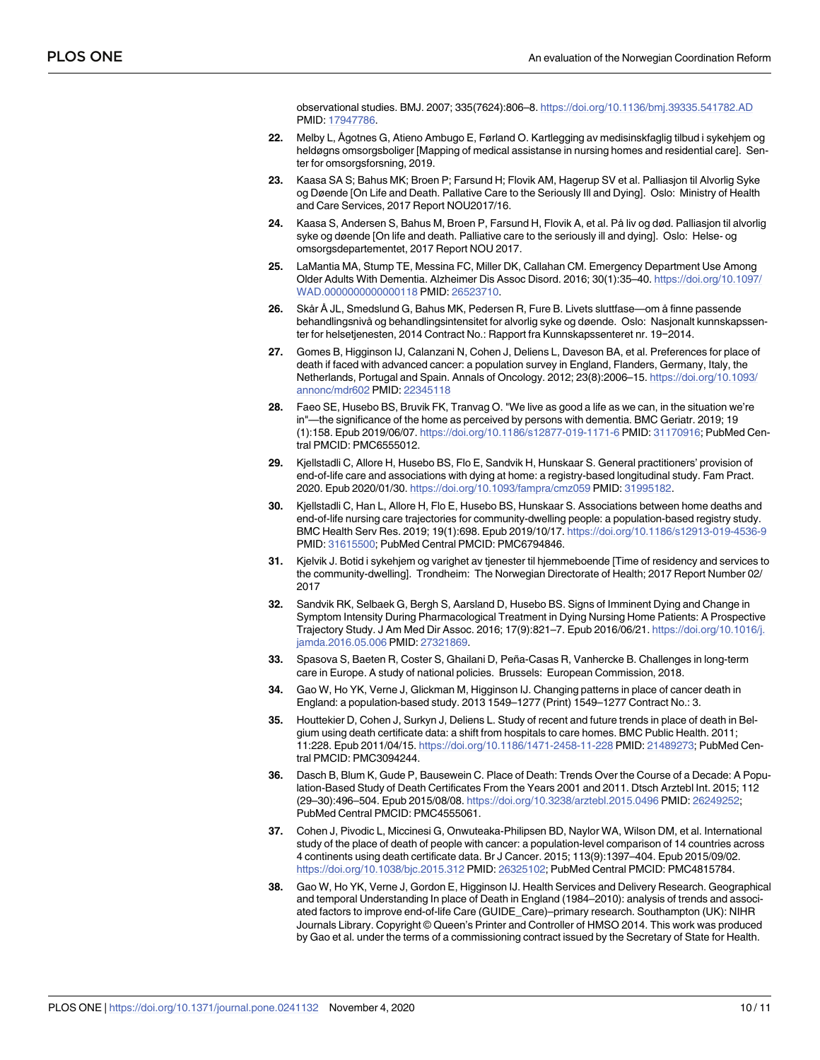observational studies. BMJ. 2007; 335(7624):806–8. https://doi.org/10.1136/bmj.39335.541782.AD PMID: 17947786.

22. Melby L, Ågotnes G, Atieno Ambugo E, Førland O. Kartlegging av medisinskfaglig tilbud i sykehjem og heldøgns omsorgsboliger [Mapping of medical assistanse in nursing homes and residential care]. Senter for omsorgsforsning, 2019.

23. Kaasa SA S; Bahus MK; Broen P; Farsund H; Flovik AM, Hagerup SV et al. Palliasjon til Alvorlig Syke og Døende [On Life and Death. Pallative Care to the Seriously Ill and Dying]. Oslo: Ministry of Health and Care Services, 2017 Report NOU2017/16.

24. Kaasa S, Andersen S, Bahus M, Broen P, Farsund H, Flovik A, et al. På liv og død. Palliasjon til alvorlig syke og døende [On life and death. Palliative care to the seriously ill and dying]. Oslo: Helse- og omsorgsdepartementet, 2017 Report NOU 2017.

25. LaMantia MA, Stump TE, Messina FC, Miller DK, Callahan CM. Emergency Department Use Among Older Adults With Dementia. Alzheimer Dis Assoc Disord. 2016; 30(1):35–40. https://doi.org/10.1097/WAD.0000000000000118 PMID: 26523710.

26. Skår Å JL, Smedslund G, Bahus MK, Pedersen R, Fure B. Livets sluttfase—om å finne passende behandlingsnivå og behandlingsintensitet for alvorlig syke og døende. Oslo: Nasjonalt kunnskapssenter for helsetjenesten, 2014 Contract No.: Rapport fra Kunnskapssenteret nr. 19−2014.

27. Gomes B, Higginson IJ, Calanzani N, Cohen J, Deliens L, Daveson BA, et al. Preferences for place of death if faced with advanced cancer: a population survey in England, Flanders, Germany, Italy, the Netherlands, Portugal and Spain. Annals of Oncology. 2012; 23(8):2006–15. https://doi.org/10.1093/annonc/mdr602 PMID: 22345118

28. Faeo SE, Husebo BS, Bruvik FK, Tranvag O. "We live as good a life as we can, in the situation we're in"—the significance of the home as perceived by persons with dementia. BMC Geriatr. 2019; 19 (1):158. Epub 2019/06/07. https://doi.org/10.1186/s12877-019-1171-6 PMID: 31170916; PubMed Central PMCID: PMC6555012.

29. Kjellstadli C, Allore H, Husebo BS, Flo E, Sandvik H, Hunskaar S. General practitioners' provision of end-of-life care and associations with dying at home: a registry-based longitudinal study. Fam Pract. 2020. Epub 2020/01/30. https://doi.org/10.1093/fampra/cmz059 PMID: 31995182.

30. Kjellstadli C, Han L, Allore H, Flo E, Husebo BS, Hunskaar S. Associations between home deaths and end-of-life nursing care trajectories for community-dwelling people: a population-based registry study. BMC Health Serv Res. 2019; 19(1):698. Epub 2019/10/17. https://doi.org/10.1186/s12913-019-4536-9 PMID: 31615500; PubMed Central PMCID: PMC6794846.

31. Kjelvik J. Botid i sykehjem og varighet av tjenester til hjemmeboende [Time of residency and services to the community-dwelling]. Trondheim: The Norwegian Directorate of Health; 2017 Report Number 02/2017

32. Sandvik RK, Selbaek G, Bergh S, Aarsland D, Husebo BS. Signs of Imminent Dying and Change in Symptom Intensity During Pharmacological Treatment in Dying Nursing Home Patients: A Prospective Trajectory Study. J Am Med Dir Assoc. 2016; 17(9):821–7. Epub 2016/06/21. https://doi.org/10.1016/j.jamda.2016.05.006 PMID: 27321869.

33. Spasova S, Baeten R, Coster S, Ghailani D, Peña-Casas R, Vanhercke B. Challenges in long-term care in Europe. A study of national policies. Brussels: European Commission, 2018.

34. Gao W, Ho YK, Verne J, Glickman M, Higginson IJ. Changing patterns in place of cancer death in England: a population-based study. 2013 1549–1277 (Print) 1549–1277 Contract No.: 3.

35. Houttekier D, Cohen J, Surkyn J, Deliens L. Study of recent and future trends in place of death in Belgium using death certificate data: a shift from hospitals to care homes. BMC Public Health. 2011; 11:228. Epub 2011/04/15. https://doi.org/10.1186/1471-2458-11-228 PMID: 21489273; PubMed Central PMCID: PMC3094244.

36. Dasch B, Blum K, Gude P, Bausewein C. Place of Death: Trends Over the Course of a Decade: A Population-Based Study of Death Certificates From the Years 2001 and 2011. Dtsch Arztebl Int. 2015; 112 (29–30):496–504. Epub 2015/08/08. https://doi.org/10.3238/arztebl.2015.0496 PMID: 26249252; PubMed Central PMCID: PMC4555061.

37. Cohen J, Pivodic L, Miccinesi G, Onwuteaka-Philipsen BD, Naylor WA, Wilson DM, et al. International study of the place of death of people with cancer: a population-level comparison of 14 countries across 4 continents using death certificate data. Br J Cancer. 2015; 113(9):1397–404. Epub 2015/09/02. https://doi.org/10.1038/bjc.2015.312 PMID: 26325102; PubMed Central PMCID: PMC4815784.

38. Gao W, Ho YK, Verne J, Gordon E, Higginson IJ. Health Services and Delivery Research. Geographical and temporal Understanding In place of Death in England (1984–2010): analysis of trends and associated factors to improve end-of-life Care (GUIDE_Care)–primary research. Southampton (UK): NIHR Journals Library. Copyright © Queen's Printer and Controller of HMSO 2014. This work was produced by Gao et al. under the terms of a commissioning contract issued by the Secretary of State for Health.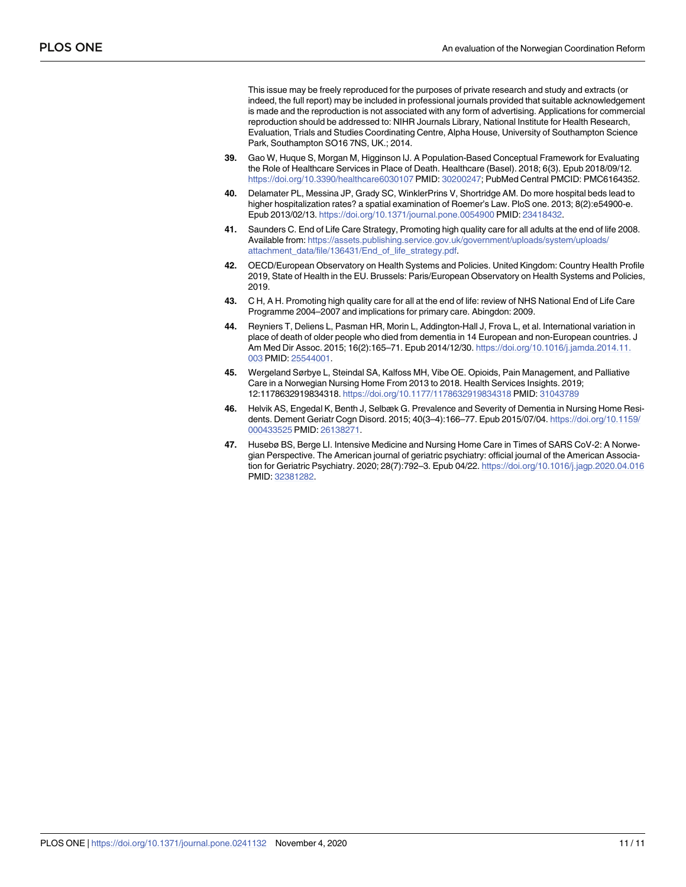This issue may be freely reproduced for the purposes of private research and study and extracts (or indeed, the full report) may be included in professional journals provided that suitable acknowledgement is made and the reproduction is not associated with any form of advertising. Applications for commercial reproduction should be addressed to: NIHR Journals Library, National Institute for Health Research, Evaluation, Trials and Studies Coordinating Centre, Alpha House, University of Southampton Science Park, Southampton SO16 7NS, UK.; 2014.

39. Gao W, Huque S, Morgan M, Higginson IJ. A Population-Based Conceptual Framework for Evaluating the Role of Healthcare Services in Place of Death. Healthcare (Basel). 2018; 6(3). Epub 2018/09/12. https://doi.org/10.3390/healthcare6030107 PMID: 30200247; PubMed Central PMCID: PMC6164352.
40. Delamater PL, Messina JP, Grady SC, WinklerPrins V, Shortridge AM. Do more hospital beds lead to higher hospitalization rates? a spatial examination of Roemer's Law. PloS one. 2013; 8(2):e54900-e. Epub 2013/02/13. https://doi.org/10.1371/journal.pone.0054900 PMID: 23418432.
41. Saunders C. End of Life Care Strategy, Promoting high quality care for all adults at the end of life 2008. Available from: https://assets.publishing.service.gov.uk/government/uploads/system/uploads/attachment_data/file/136431/End_of_life_strategy.pdf.
42. OECD/European Observatory on Health Systems and Policies. United Kingdom: Country Health Profile 2019, State of Health in the EU. Brussels: Paris/European Observatory on Health Systems and Policies, 2019.
43. C H, A H. Promoting high quality care for all at the end of life: review of NHS National End of Life Care Programme 2004–2007 and implications for primary care. Abingdon: 2009.
44. Reyniers T, Deliens L, Pasman HR, Morin L, Addington-Hall J, Frova L, et al. International variation in place of death of older people who died from dementia in 14 European and non-European countries. J Am Med Dir Assoc. 2015; 16(2):165–71. Epub 2014/12/30. https://doi.org/10.1016/j.jamda.2014.11.003 PMID: 25544001.
45. Wergeland Sørbye L, Steindal SA, Kalfoss MH, Vibe OE. Opioids, Pain Management, and Palliative Care in a Norwegian Nursing Home From 2013 to 2018. Health Services Insights. 2019; 12:1178632919834318. https://doi.org/10.1177/1178632919834318 PMID: 31043789
46. Helvik AS, Engedal K, Benth J, Selbæk G. Prevalence and Severity of Dementia in Nursing Home Residents. Dement Geriatr Cogn Disord. 2015; 40(3–4):166–77. Epub 2015/07/04. https://doi.org/10.1159/000433525 PMID: 26138271.
47. Husebø BS, Berge LI. Intensive Medicine and Nursing Home Care in Times of SARS CoV-2: A Norwegian Perspective. The American journal of geriatric psychiatry: official journal of the American Association for Geriatric Psychiatry. 2020; 28(7):792–3. Epub 04/22. https://doi.org/10.1016/j.jagp.2020.04.016 PMID: 32381282.